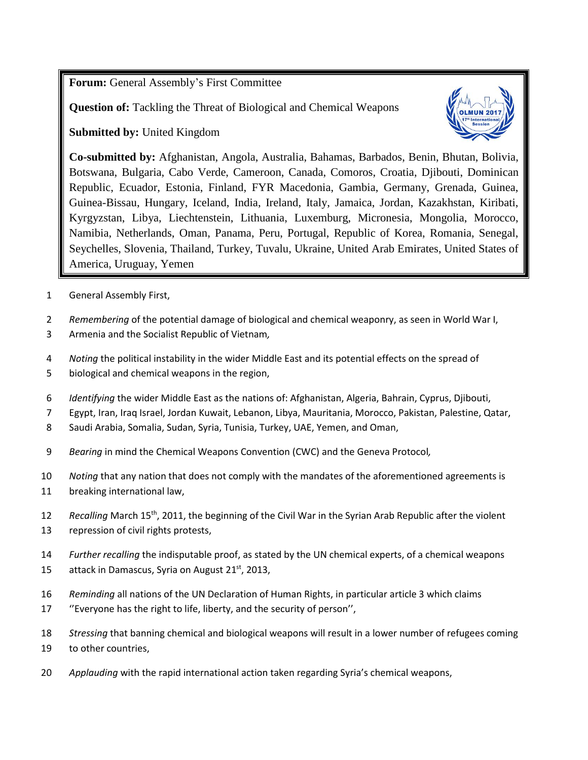**Forum:** General Assembly's First Committee

**Question of:** Tackling the Threat of Biological and Chemical Weapons

**Submitted by:** United Kingdom

**Co-submitted by:** Afghanistan, Angola, Australia, Bahamas, Barbados, Benin, Bhutan, Bolivia, Botswana, Bulgaria, Cabo Verde, Cameroon, Canada, Comoros, Croatia, Djibouti, Dominican Republic, Ecuador, Estonia, Finland, FYR Macedonia, Gambia, Germany, Grenada, Guinea, Guinea-Bissau, Hungary, Iceland, India, Ireland, Italy, Jamaica, Jordan, Kazakhstan, Kiribati, Kyrgyzstan, Libya, Liechtenstein, Lithuania, Luxemburg, Micronesia, Mongolia, Morocco, Namibia, Netherlands, Oman, Panama, Peru, Portugal, Republic of Korea, Romania, Senegal, Seychelles, Slovenia, Thailand, Turkey, Tuvalu, Ukraine, United Arab Emirates, United States of America, Uruguay, Yemen

1 General Assembly First,

2 *Remembering* of the potential damage of biological and chemical weaponry, as seen in World War I,
3 Armenia and the Socialist Republic of Vietnam*,*

4 *Noting* the political instability in the wider Middle East and its potential effects on the spread of
5 biological and chemical weapons in the region,

6 *Identifying* the wider Middle East as the nations of: Afghanistan, Algeria, Bahrain, Cyprus, Djibouti,
7 Egypt, Iran, Iraq Israel, Jordan Kuwait, Lebanon, Libya, Mauritania, Morocco, Pakistan, Palestine, Qatar,
8 Saudi Arabia, Somalia, Sudan, Syria, Tunisia, Turkey, UAE, Yemen, and Oman,

9 *Bearing* in mind the Chemical Weapons Convention (CWC) and the Geneva Protocol*,*

10 *Noting* that any nation that does not comply with the mandates of the aforementioned agreements is
11 breaking international law,

12 *Recalling* March 15th, 2011, the beginning of the Civil War in the Syrian Arab Republic after the violent
13 repression of civil rights protests,

14 *Further recalling* the indisputable proof, as stated by the UN chemical experts, of a chemical weapons
15 attack in Damascus, Syria on August 21st, 2013,

16 *Reminding* all nations of the UN Declaration of Human Rights, in particular article 3 which claims
17 ''Everyone has the right to life, liberty, and the security of person'',

18 *Stressing* that banning chemical and biological weapons will result in a lower number of refugees coming
19 to other countries,

20 *Applauding* with the rapid international action taken regarding Syria's chemical weapons,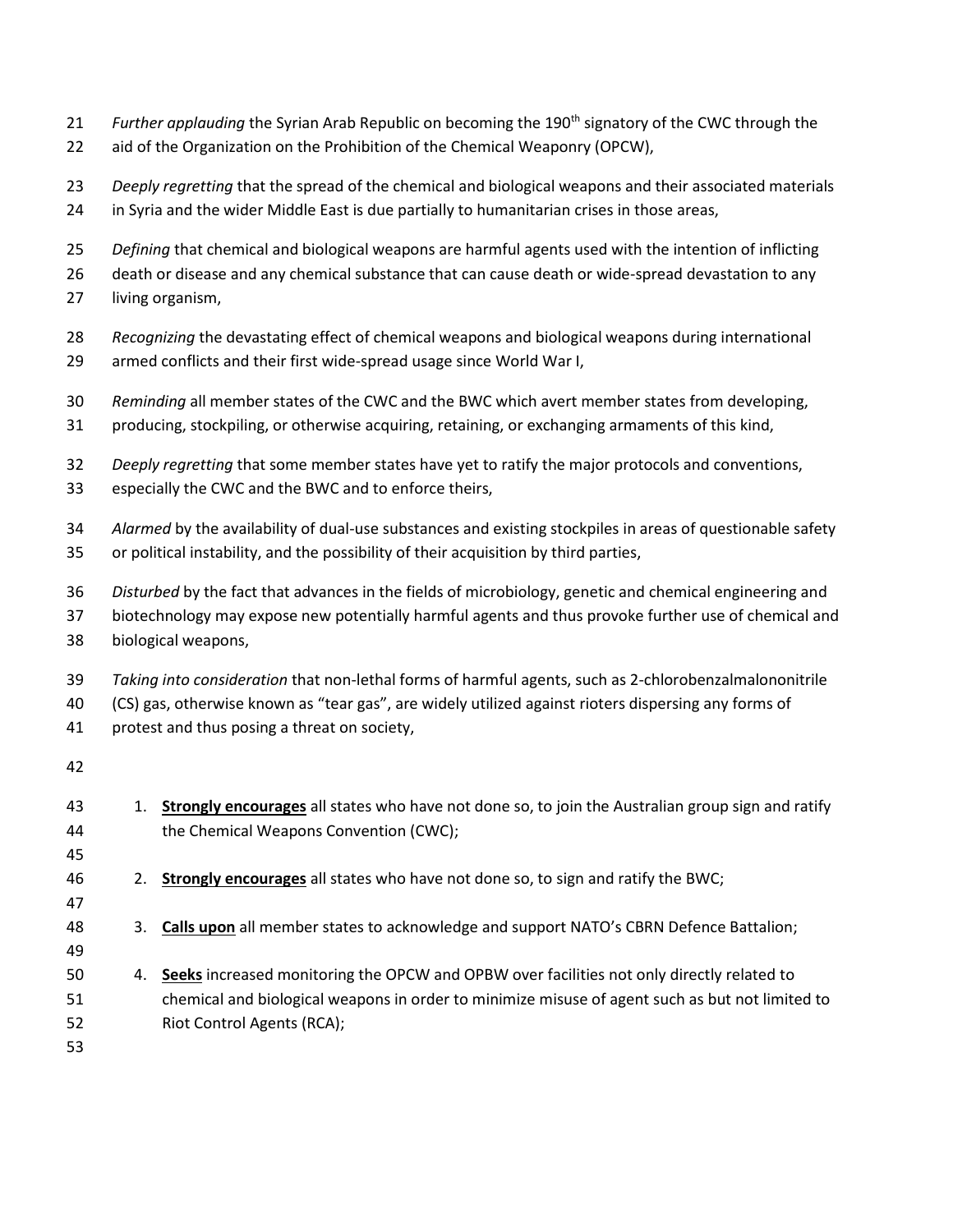*Further applauding* the Syrian Arab Republic on becoming the 190th signatory of the CWC through the aid of the Organization on the Prohibition of the Chemical Weaponry (OPCW),

*Deeply regretting* that the spread of the chemical and biological weapons and their associated materials in Syria and the wider Middle East is due partially to humanitarian crises in those areas,

*Defining* that chemical and biological weapons are harmful agents used with the intention of inflicting death or disease and any chemical substance that can cause death or wide-spread devastation to any living organism,

*Recognizing* the devastating effect of chemical weapons and biological weapons during international armed conflicts and their first wide-spread usage since World War I,

*Reminding* all member states of the CWC and the BWC which avert member states from developing, producing, stockpiling, or otherwise acquiring, retaining, or exchanging armaments of this kind,

*Deeply regretting* that some member states have yet to ratify the major protocols and conventions, especially the CWC and the BWC and to enforce theirs,

*Alarmed* by the availability of dual-use substances and existing stockpiles in areas of questionable safety or political instability, and the possibility of their acquisition by third parties,

*Disturbed* by the fact that advances in the fields of microbiology, genetic and chemical engineering and biotechnology may expose new potentially harmful agents and thus provoke further use of chemical and biological weapons,

*Taking into consideration* that non-lethal forms of harmful agents, such as 2-chlorobenzalmalononitrile (CS) gas, otherwise known as "tear gas", are widely utilized against rioters dispersing any forms of protest and thus posing a threat on society,

1. **Strongly encourages** all states who have not done so, to join the Australian group sign and ratify the Chemical Weapons Convention (CWC);

2. **Strongly encourages** all states who have not done so, to sign and ratify the BWC;

3. **Calls upon** all member states to acknowledge and support NATO's CBRN Defence Battalion;

4. **Seeks** increased monitoring the OPCW and OPBW over facilities not only directly related to chemical and biological weapons in order to minimize misuse of agent such as but not limited to Riot Control Agents (RCA);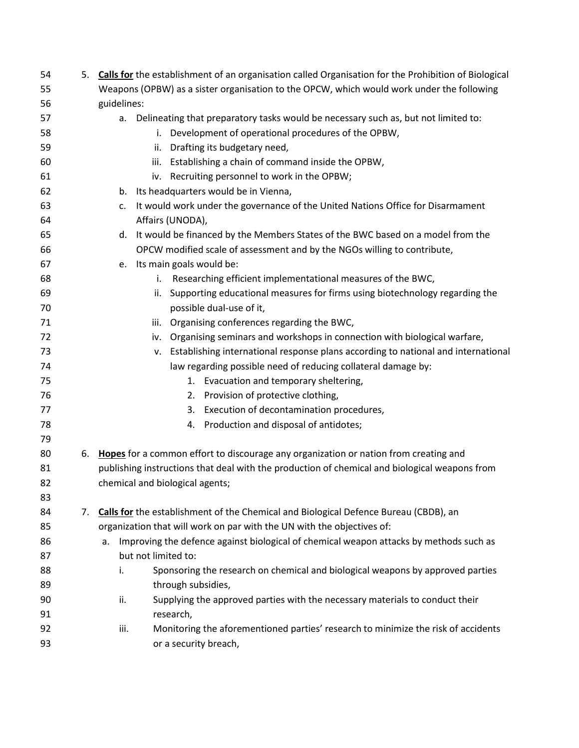5. **Calls for** the establishment of an organisation called Organisation for the Prohibition of Biological Weapons (OPBW) as a sister organisation to the OPCW, which would work under the following guidelines:
    a. Delineating that preparatory tasks would be necessary such as, but not limited to:
        i. Development of operational procedures of the OPBW,
        ii. Drafting its budgetary need,
        iii. Establishing a chain of command inside the OPBW,
        iv. Recruiting personnel to work in the OPBW;
    b. Its headquarters would be in Vienna,
    c. It would work under the governance of the United Nations Office for Disarmament Affairs (UNODA),
    d. It would be financed by the Members States of the BWC based on a model from the OPCW modified scale of assessment and by the NGOs willing to contribute,
    e. Its main goals would be:
        i. Researching efficient implementational measures of the BWC,
        ii. Supporting educational measures for firms using biotechnology regarding the possible dual-use of it,
        iii. Organising conferences regarding the BWC,
        iv. Organising seminars and workshops in connection with biological warfare,
        v. Establishing international response plans according to national and international law regarding possible need of reducing collateral damage by:
            1. Evacuation and temporary sheltering,
            2. Provision of protective clothing,
            3. Execution of decontamination procedures,
            4. Production and disposal of antidotes;

6. **Hopes** for a common effort to discourage any organization or nation from creating and publishing instructions that deal with the production of chemical and biological weapons from chemical and biological agents;

7. **Calls for** the establishment of the Chemical and Biological Defence Bureau (CBDB), an organization that will work on par with the UN with the objectives of:
    a. Improving the defence against biological of chemical weapon attacks by methods such as but not limited to:
        i. Sponsoring the research on chemical and biological weapons by approved parties through subsidies,
        ii. Supplying the approved parties with the necessary materials to conduct their research,
        iii. Monitoring the aforementioned parties' research to minimize the risk of accidents or a security breach,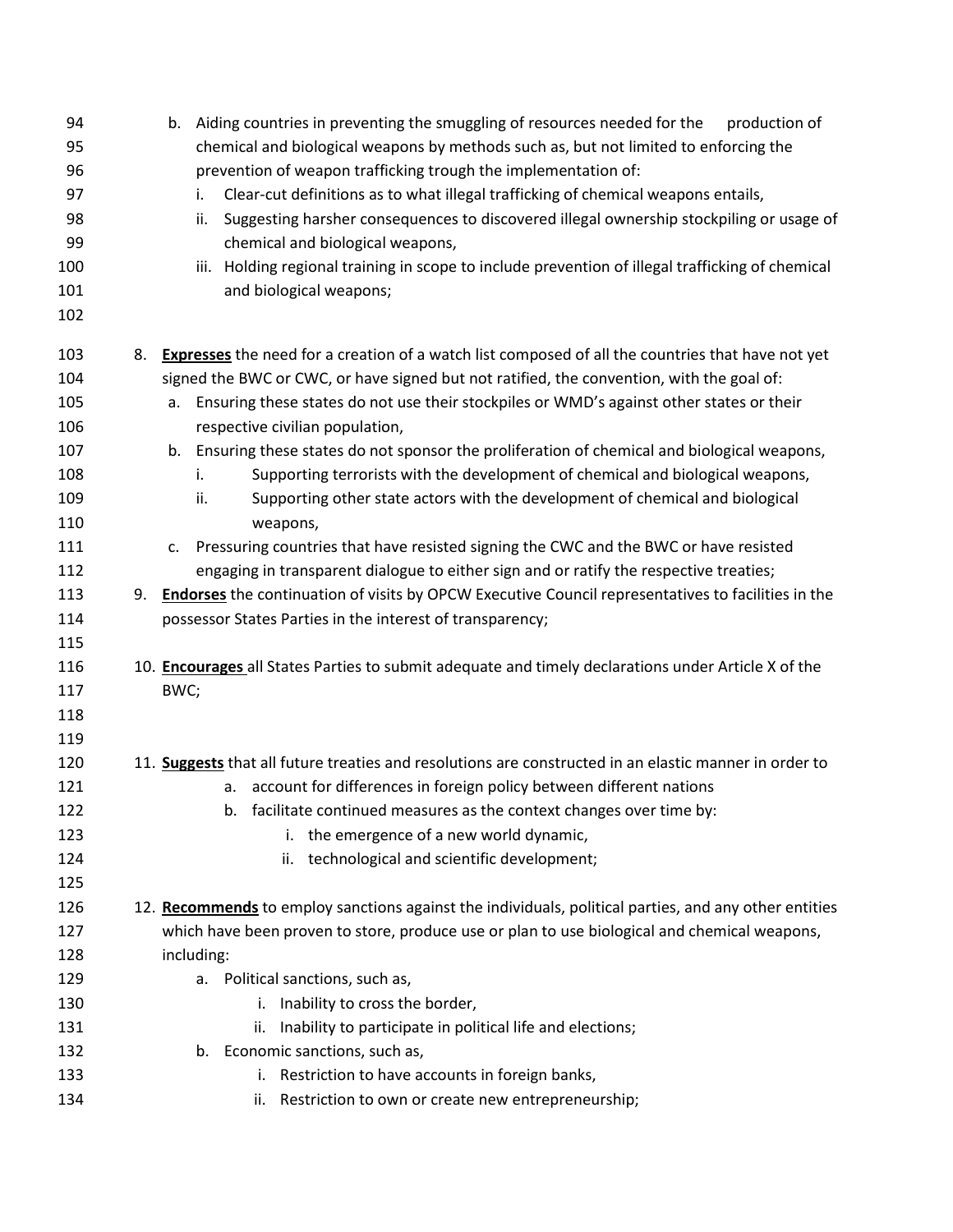b. Aiding countries in preventing the smuggling of resources needed for the production of chemical and biological weapons by methods such as, but not limited to enforcing the prevention of weapon trafficking trough the implementation of:
    i. Clear-cut definitions as to what illegal trafficking of chemical weapons entails,
    ii. Suggesting harsher consequences to discovered illegal ownership stockpiling or usage of chemical and biological weapons,
    iii. Holding regional training in scope to include prevention of illegal trafficking of chemical and biological weapons;

8. **Expresses** the need for a creation of a watch list composed of all the countries that have not yet signed the BWC or CWC, or have signed but not ratified, the convention, with the goal of:
    a. Ensuring these states do not use their stockpiles or WMD's against other states or their respective civilian population,
    b. Ensuring these states do not sponsor the proliferation of chemical and biological weapons,
        i. Supporting terrorists with the development of chemical and biological weapons,
        ii. Supporting other state actors with the development of chemical and biological weapons,
    c. Pressuring countries that have resisted signing the CWC and the BWC or have resisted engaging in transparent dialogue to either sign and or ratify the respective treaties;

9. **Endorses** the continuation of visits by OPCW Executive Council representatives to facilities in the possessor States Parties in the interest of transparency;

10. **Encourages** all States Parties to submit adequate and timely declarations under Article X of the BWC;

11. **Suggests** that all future treaties and resolutions are constructed in an elastic manner in order to
    a. account for differences in foreign policy between different nations
    b. facilitate continued measures as the context changes over time by:
        i. the emergence of a new world dynamic,
        ii. technological and scientific development;

12. **Recommends** to employ sanctions against the individuals, political parties, and any other entities which have been proven to store, produce use or plan to use biological and chemical weapons, including:
    a. Political sanctions, such as,
        i. Inability to cross the border,
        ii. Inability to participate in political life and elections;
    b. Economic sanctions, such as,
        i. Restriction to have accounts in foreign banks,
        ii. Restriction to own or create new entrepreneurship;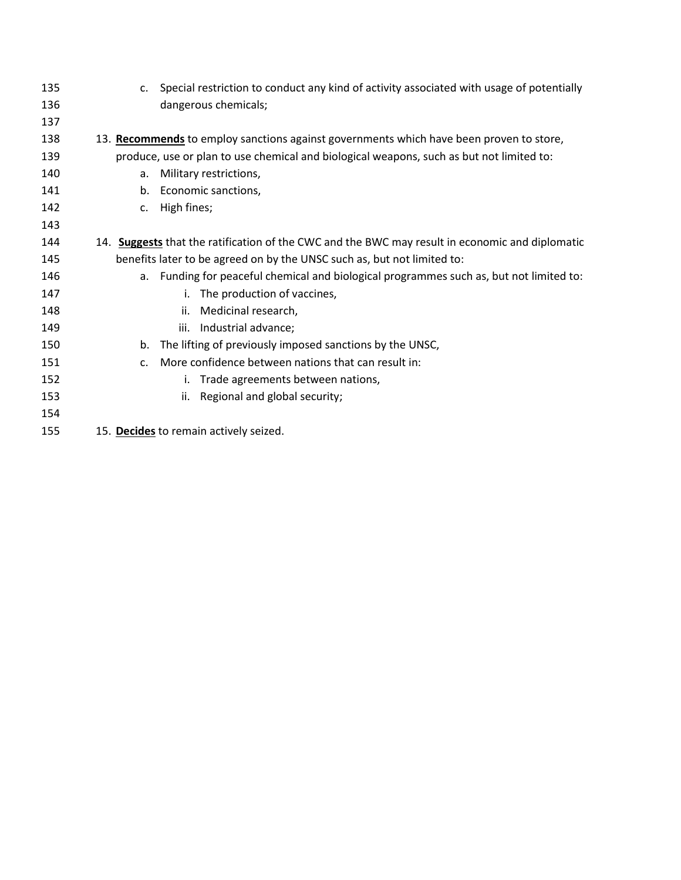c. Special restriction to conduct any kind of activity associated with usage of potentially dangerous chemicals;

13. **Recommends** to employ sanctions against governments which have been proven to store, produce, use or plan to use chemical and biological weapons, such as but not limited to:
    a. Military restrictions,
    b. Economic sanctions,
    c. High fines;

14. **Suggests** that the ratification of the CWC and the BWC may result in economic and diplomatic benefits later to be agreed on by the UNSC such as, but not limited to:
    a. Funding for peaceful chemical and biological programmes such as, but not limited to:
        i. The production of vaccines,
        ii. Medicinal research,
        iii. Industrial advance;
    b. The lifting of previously imposed sanctions by the UNSC,
    c. More confidence between nations that can result in:
        i. Trade agreements between nations,
        ii. Regional and global security;

15. **Decides** to remain actively seized.